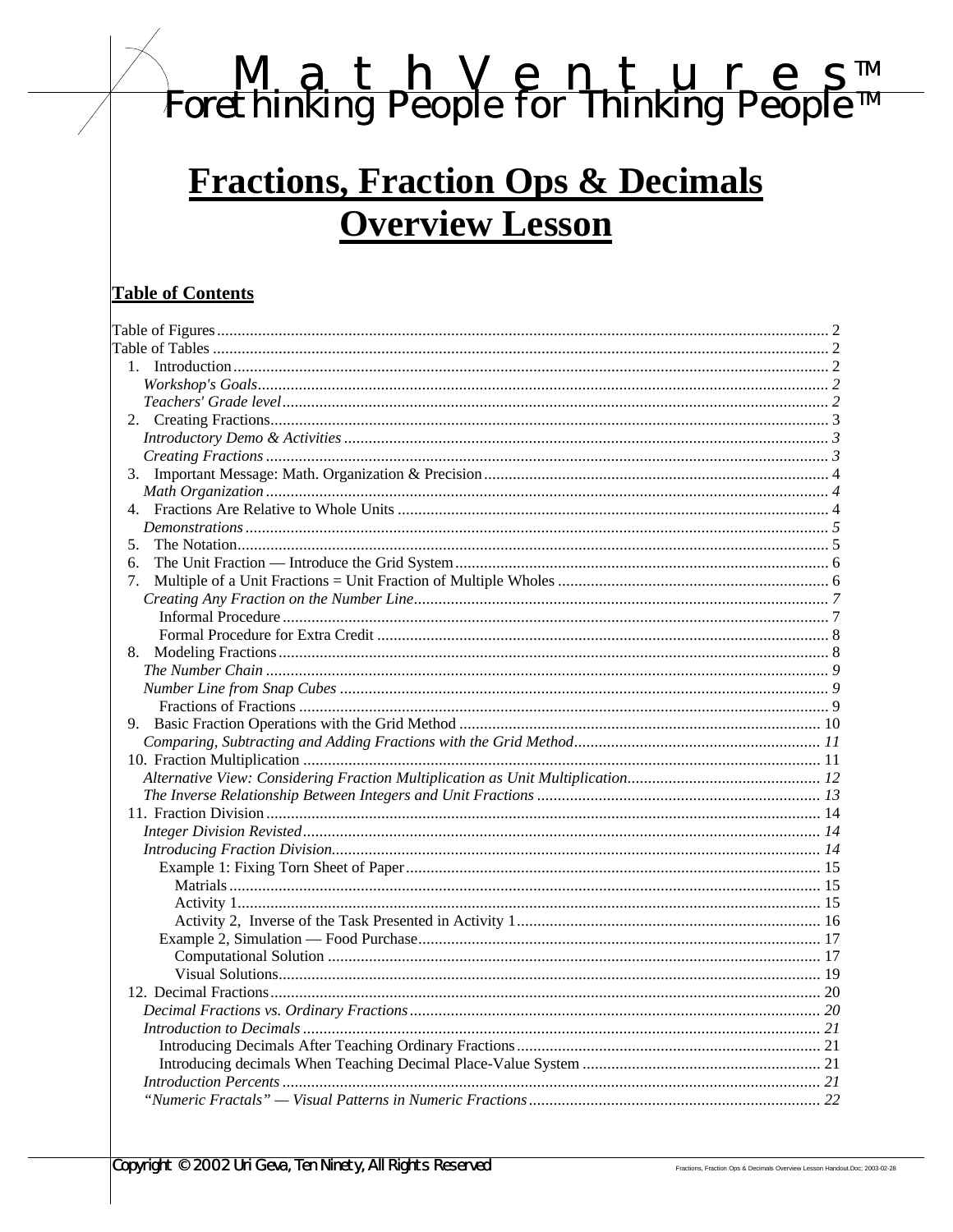# M a t h V e n t u r e s™
Forethinking People for Thinking People™

# Fractions, Fraction Ops & Decimals Overview Lesson

## Table of Contents

Table of Figures .......... 2
Table of Tables .......... 2
1. Introduction .......... 2
*Workshop's Goals* .......... *2*
*Teachers' Grade level* .......... *2*
2. Creating Fractions .......... 3
*Introductory Demo & Activities* .......... *3*
*Creating Fractions* .......... *3*
3. Important Message: Math. Organization & Precision .......... 4
*Math Organization* .......... *4*
4. Fractions Are Relative to Whole Units .......... 4
*Demonstrations* .......... *5*
5. The Notation .......... 5
6. The Unit Fraction — Introduce the Grid System .......... 6
7. Multiple of a Unit Fractions = Unit Fraction of Multiple Wholes .......... 6
*Creating Any Fraction on the Number Line* .......... *7*
Informal Procedure .......... 7
Formal Procedure for Extra Credit .......... 8
8. Modeling Fractions .......... 8
*The Number Chain* .......... *9*
*Number Line from Snap Cubes* .......... *9*
Fractions of Fractions .......... 9
9. Basic Fraction Operations with the Grid Method .......... 10
*Comparing, Subtracting and Adding Fractions with the Grid Method* .......... *11*
10. Fraction Multiplication .......... 11
*Alternative View: Considering Fraction Multiplication as Unit Multiplication* .......... *12*
*The Inverse Relationship Between Integers and Unit Fractions* .......... *13*
11. Fraction Division .......... 14
*Integer Division Revisted* .......... *14*
*Introducing Fraction Division* .......... *14*
Example 1: Fixing Torn Sheet of Paper .......... 15
Matrials .......... 15
Activity 1 .......... 15
Activity 2, Inverse of the Task Presented in Activity 1 .......... 16
Example 2, Simulation — Food Purchase .......... 17
Computational Solution .......... 17
Visual Solutions .......... 19
12. Decimal Fractions .......... 20
*Decimal Fractions vs. Ordinary Fractions* .......... *20*
*Introduction to Decimals* .......... *21*
Introducing Decimals After Teaching Ordinary Fractions .......... 21
Introducing decimals When Teaching Decimal Place-Value System .......... 21
*Introduction Percents* .......... *21*
*"Numeric Fractals" — Visual Patterns in Numeric Fractions* .......... *22*

Copyright © 2002 Uri Geva, Ten Ninety, All Rights Reserved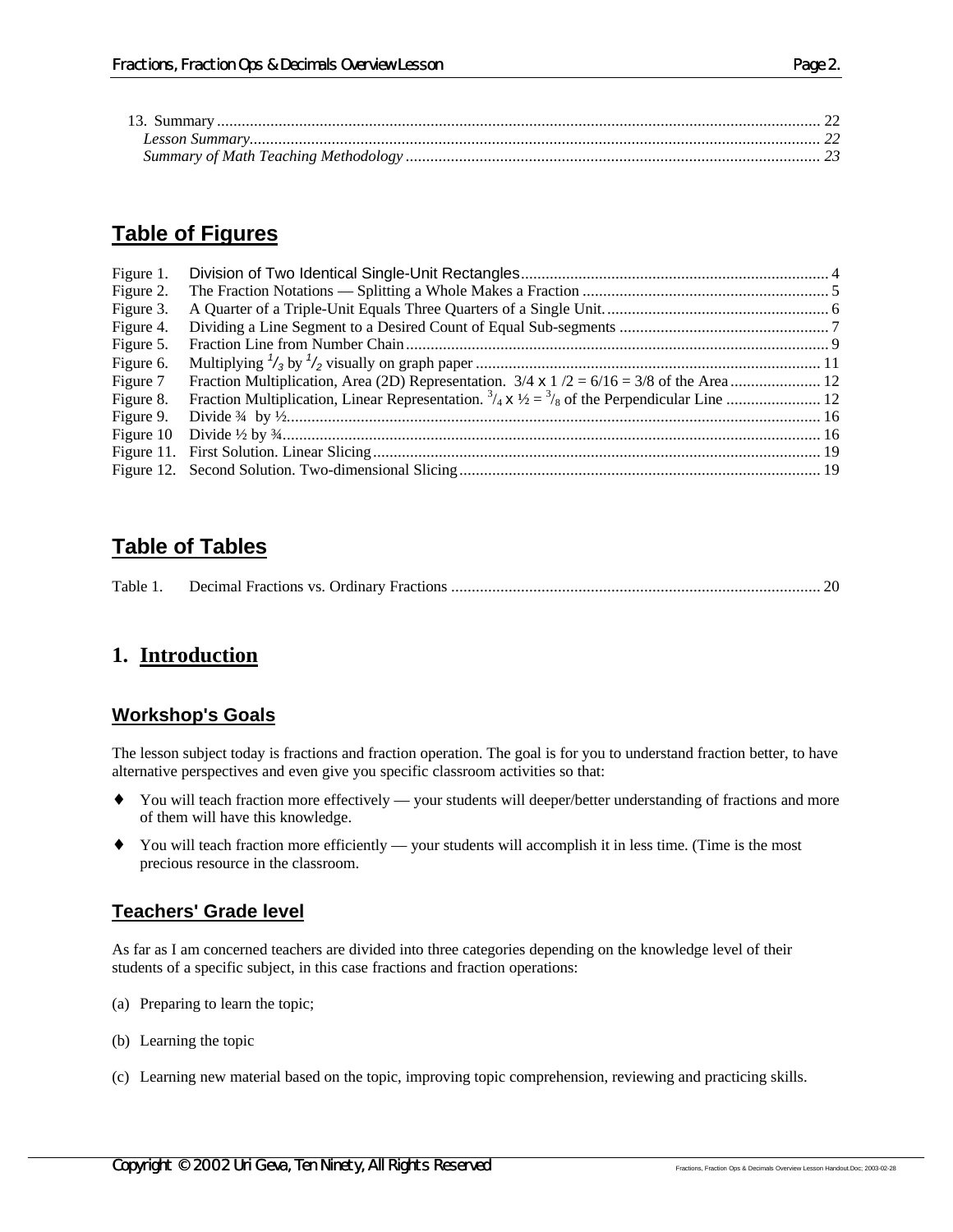13. Summary ........................................................................................................................................ 22
  *Lesson Summary.................................................................................................................................. 22*
  *Summary of Math Teaching Methodology ............................................................................................ 23*

## Table of Figures

Figure 1. Division of Two Identical Single-Unit Rectangles.......................................................................... 4
Figure 2. The Fraction Notations — Splitting a Whole Makes a Fraction ............................................................ 5
Figure 3. A Quarter of a Triple-Unit Equals Three Quarters of a Single Unit. ...................................................... 6
Figure 4. Dividing a Line Segment to a Desired Count of Equal Sub-segments ................................................... 7
Figure 5. Fraction Line from Number Chain...................................................................................................... 9
Figure 6. Multiplying $^1/_3$ by $^1/_2$ visually on graph paper .................................................................................... 11
Figure 7 Fraction Multiplication, Area (2D) Representation. 3/4 x 1 /2 = 6/16 = 3/8 of the Area ...................... 12
Figure 8. Fraction Multiplication, Linear Representation. $^3/_4 \times ½ = {}^3/_8$ of the Perpendicular Line ....................... 12
Figure 9. Divide ¾ by ½................................................................................................................................ 16
Figure 10 Divide ½ by ¾................................................................................................................................. 16
Figure 11. First Solution. Linear Slicing........................................................................................................... 19
Figure 12. Second Solution. Two-dimensional Slicing....................................................................................... 19

## Table of Tables

Table 1. Decimal Fractions vs. Ordinary Fractions ......................................................................................... 20

# 1. Introduction

### Workshop's Goals

The lesson subject today is fractions and fraction operation. The goal is for you to understand fraction better, to have alternative perspectives and even give you specific classroom activities so that:

- You will teach fraction more effectively — your students will deeper/better understanding of fractions and more of them will have this knowledge.
- You will teach fraction more efficiently — your students will accomplish it in less time. (Time is the most precious resource in the classroom.

### Teachers' Grade level

As far as I am concerned teachers are divided into three categories depending on the knowledge level of their students of a specific subject, in this case fractions and fraction operations:

(a) Preparing to learn the topic;

(b) Learning the topic

(c) Learning new material based on the topic, improving topic comprehension, reviewing and practicing skills.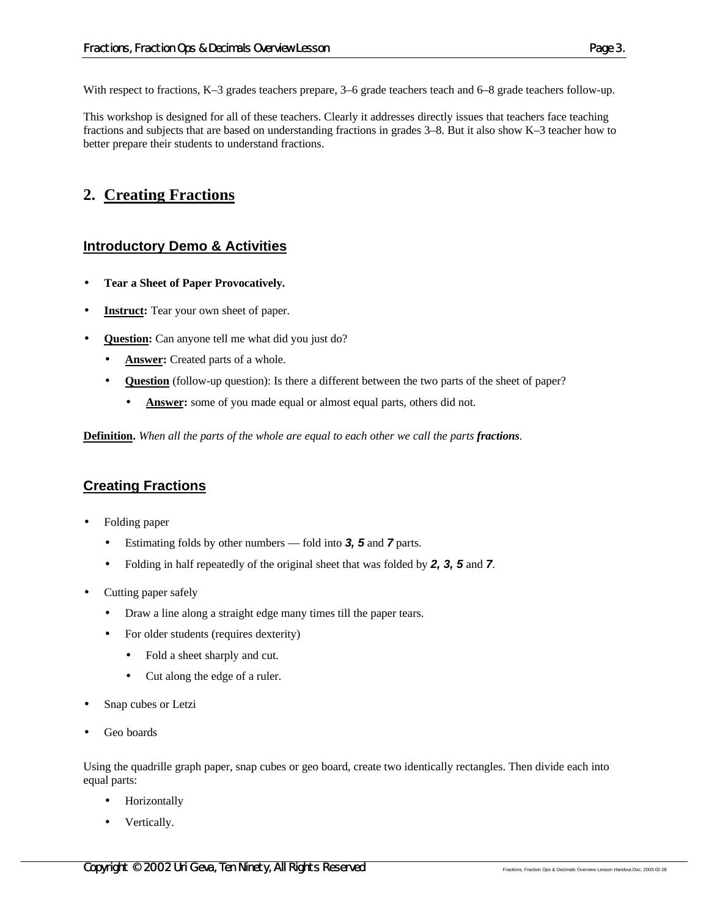With respect to fractions, K–3 grades teachers prepare, 3–6 grade teachers teach and 6–8 grade teachers follow-up.

This workshop is designed for all of these teachers. Clearly it addresses directly issues that teachers face teaching fractions and subjects that are based on understanding fractions in grades 3–8. But it also show K–3 teacher how to better prepare their students to understand fractions.

## 2. Creating Fractions

### Introductory Demo & Activities

- **Tear a Sheet of Paper Provocatively.**
- **Instruct:** Tear your own sheet of paper.
- **Question:** Can anyone tell me what did you just do?
  - **Answer:** Created parts of a whole.
  - **Question** (follow-up question): Is there a different between the two parts of the sheet of paper?
    - **Answer:** some of you made equal or almost equal parts, others did not.

**Definition.** *When all the parts of the whole are equal to each other we call the parts **fractions**.*

### Creating Fractions

- Folding paper
  - Estimating folds by other numbers — fold into ***3, 5*** and ***7*** parts.
  - Folding in half repeatedly of the original sheet that was folded by ***2, 3, 5*** and ***7***.
- Cutting paper safely
  - Draw a line along a straight edge many times till the paper tears.
  - For older students (requires dexterity)
    - Fold a sheet sharply and cut.
    - Cut along the edge of a ruler.
- Snap cubes or Letzi
- Geo boards

Using the quadrille graph paper, snap cubes or geo board, create two identically rectangles. Then divide each into equal parts:

- Horizontally
- Vertically.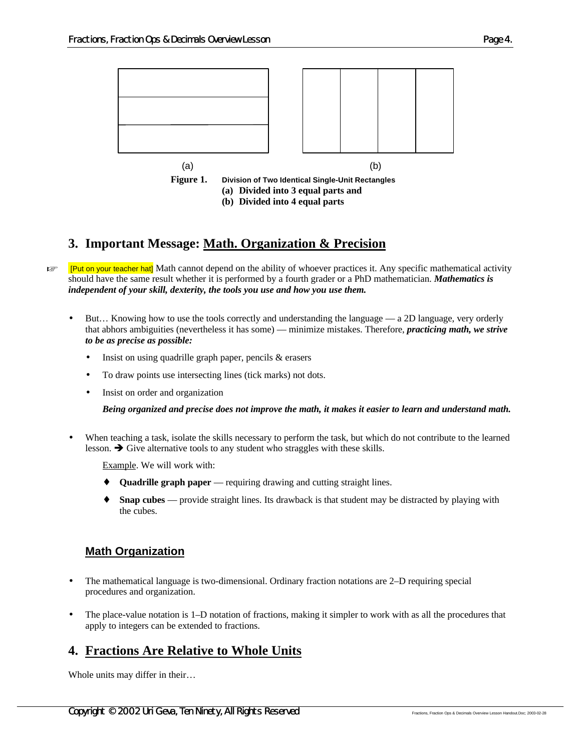(a) (b)

**Figure 1.** **Division of Two Identical Single-Unit Rectangles**
**(a) Divided into 3 equal parts and**
**(b) Divided into 4 equal parts**

## 3. Important Message: Math. Organization & Precision

☞ [Put on your teacher hat] Math cannot depend on the ability of whoever practices it. Any specific mathematical activity should have the same result whether it is performed by a fourth grader or a PhD mathematician. ***Mathematics is independent of your skill, dexterity, the tools you use and how you use them.***

- But… Knowing how to use the tools correctly and understanding the language — a 2D language, very orderly that abhors ambiguities (nevertheless it has some) — minimize mistakes. Therefore, ***practicing math, we strive to be as precise as possible:***
  - Insist on using quadrille graph paper, pencils & erasers
  - To draw points use intersecting lines (tick marks) not dots.
  - Insist on order and organization

    ***Being organized and precise does not improve the math, it makes it easier to learn and understand math.***

- When teaching a task, isolate the skills necessary to perform the task, but which do not contribute to the learned lesson. ➔ Give alternative tools to any student who straggles with these skills.

  Example. We will work with:

  - **Quadrille graph paper** — requiring drawing and cutting straight lines.
  - **Snap cubes** — provide straight lines. Its drawback is that student may be distracted by playing with the cubes.

### Math Organization

- The mathematical language is two-dimensional. Ordinary fraction notations are 2–D requiring special procedures and organization.
- The place-value notation is 1–D notation of fractions, making it simpler to work with as all the procedures that apply to integers can be extended to fractions.

## 4. Fractions Are Relative to Whole Units

Whole units may differ in their…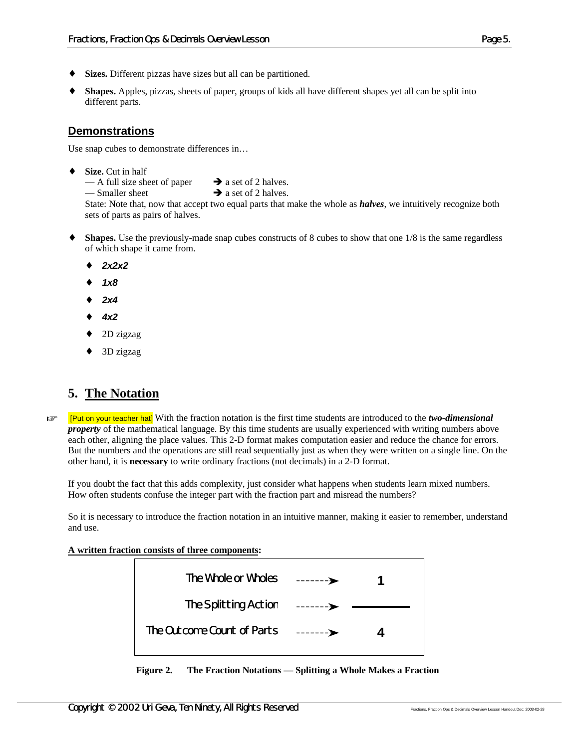- **Sizes.** Different pizzas have sizes but all can be partitioned.
- **Shapes.** Apples, pizzas, sheets of paper, groups of kids all have different shapes yet all can be split into different parts.

## Demonstrations

Use snap cubes to demonstrate differences in…

- **Size.** Cut in half
  — A full size sheet of paper ➔ a set of 2 halves.
  — Smaller sheet ➔ a set of 2 halves.
  State: Note that, now that accept two equal parts that make the whole as ***halves***, we intuitively recognize both sets of parts as pairs of halves.

- **Shapes.** Use the previously-made snap cubes constructs of 8 cubes to show that one 1/8 is the same regardless of which shape it came from.
  - ***2x2x2***
  - ***1x8***
  - ***2x4***
  - ***4x2***
  - 2D zigzag
  - 3D zigzag

# 5. The Notation

☞ [Put on your teacher hat] With the fraction notation is the first time students are introduced to the ***two-dimensional property*** of the mathematical language. By this time students are usually experienced with writing numbers above each other, aligning the place values. This 2-D format makes computation easier and reduce the chance for errors. But the numbers and the operations are still read sequentially just as when they were written on a single line. On the other hand, it is **necessary** to write ordinary fractions (not decimals) in a 2-D format.

If you doubt the fact that this adds complexity, just consider what happens when students learn mixed numbers. How often students confuse the integer part with the fraction part and misread the numbers?

So it is necessary to introduce the fraction notation in an intuitive manner, making it easier to remember, understand and use.

**A written fraction consists of three components:**

| | | |
|---|---|---|
| The Whole or Wholes | -------➤ | 1 |
| The Splitting Action | -------➤ | ——— |
| The Outcome Count of Parts | -------➤ | 4 |

**Figure 2. The Fraction Notations — Splitting a Whole Makes a Fraction**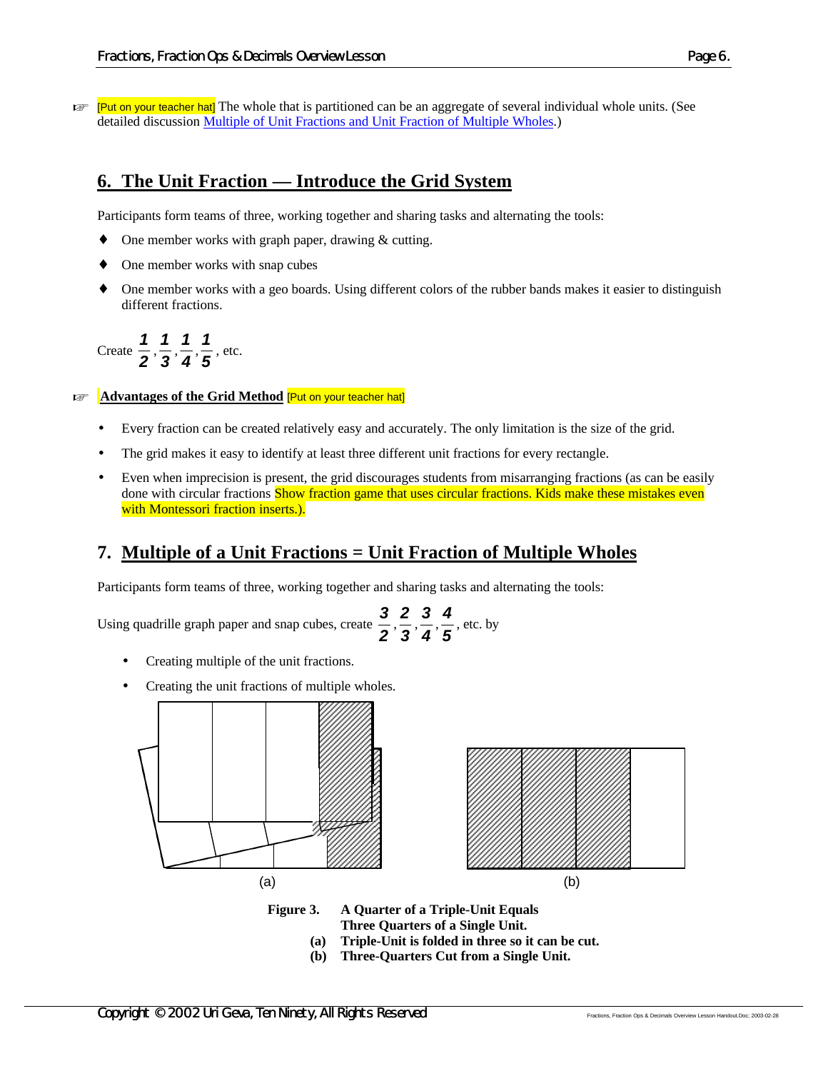☞ [Put on your teacher hat] The whole that is partitioned can be an aggregate of several individual whole units. (See detailed discussion Multiple of Unit Fractions and Unit Fraction of Multiple Wholes.)

## 6. The Unit Fraction — Introduce the Grid System

Participants form teams of three, working together and sharing tasks and alternating the tools:

- One member works with graph paper, drawing & cutting.
- One member works with snap cubes
- One member works with a geo boards. Using different colors of the rubber bands makes it easier to distinguish different fractions.

Create $\frac{1}{2}, \frac{1}{3}, \frac{1}{4}, \frac{1}{5}$, etc.

☞ **Advantages of the Grid Method** [Put on your teacher hat]

- Every fraction can be created relatively easy and accurately. The only limitation is the size of the grid.
- The grid makes it easy to identify at least three different unit fractions for every rectangle.
- Even when imprecision is present, the grid discourages students from misarranging fractions (as can be easily done with circular fractions Show fraction game that uses circular fractions. Kids make these mistakes even with Montessori fraction inserts.).

## 7. Multiple of a Unit Fractions = Unit Fraction of Multiple Wholes

Participants form teams of three, working together and sharing tasks and alternating the tools:

Using quadrille graph paper and snap cubes, create $\frac{3}{2}, \frac{2}{3}, \frac{3}{4}, \frac{4}{5}$, etc. by

- Creating multiple of the unit fractions.
- Creating the unit fractions of multiple wholes.

(a) (b)

**Figure 3. A Quarter of a Triple-Unit Equals Three Quarters of a Single Unit.**
**(a) Triple-Unit is folded in three so it can be cut.**
**(b) Three-Quarters Cut from a Single Unit.**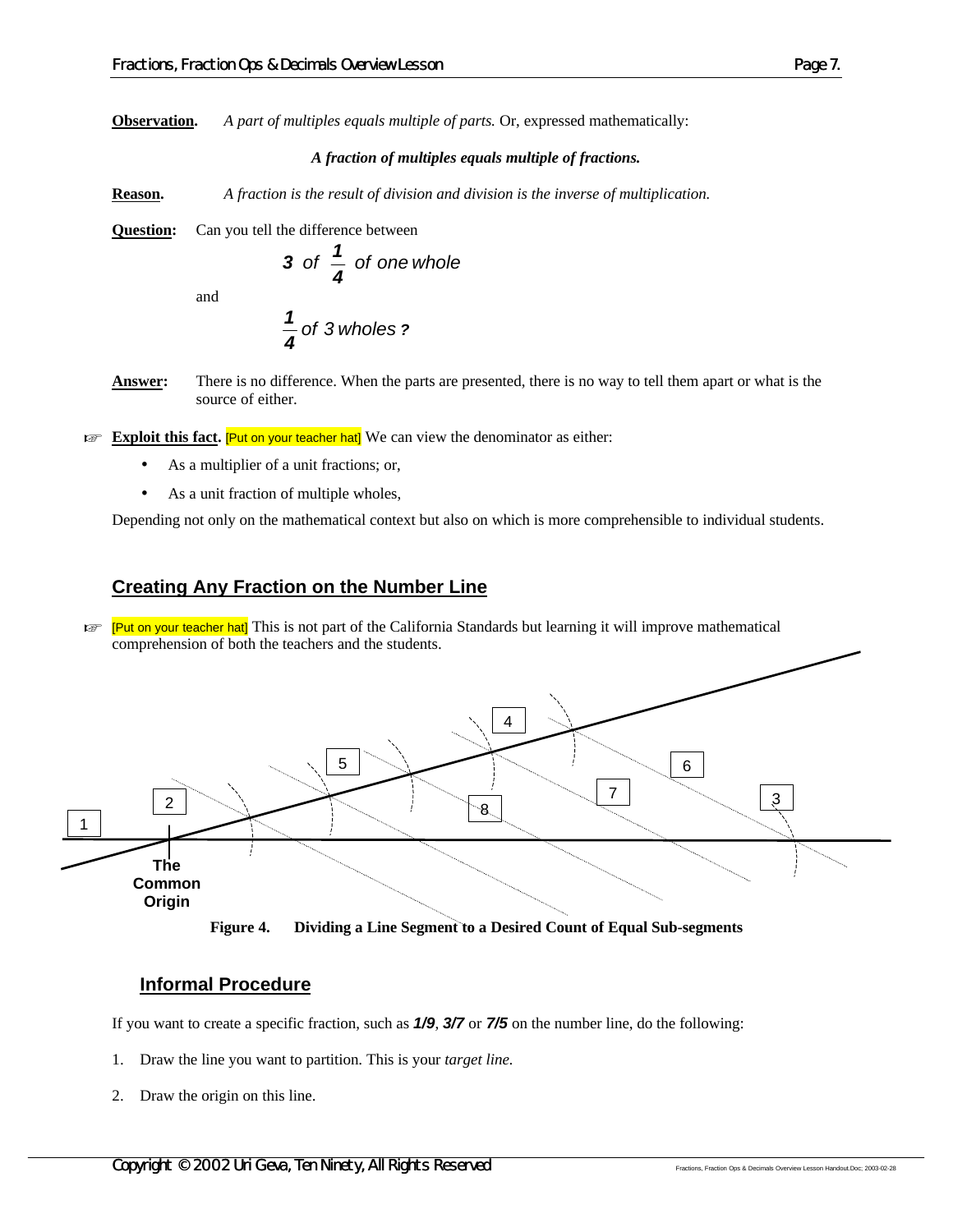**Observation.** *A part of multiples equals multiple of parts.* Or, expressed mathematically:

***A fraction of multiples equals multiple of fractions.***

**Reason.** *A fraction is the result of division and division is the inverse of multiplication.*

**Question:** Can you tell the difference between

$$\mathbf{3} \text{ of } \frac{\mathbf{1}}{\mathbf{4}} \text{ of one whole}$$

and

$$\frac{\mathbf{1}}{\mathbf{4}} \text{ of 3 wholes ?}$$

**Answer:** There is no difference. When the parts are presented, there is no way to tell them apart or what is the source of either.

☞ **Exploit this fact.** [Put on your teacher hat] We can view the denominator as either:

- As a multiplier of a unit fractions; or,
- As a unit fraction of multiple wholes,

Depending not only on the mathematical context but also on which is more comprehensible to individual students.

## Creating Any Fraction on the Number Line

☞ [Put on your teacher hat] This is not part of the California Standards but learning it will improve mathematical comprehension of both the teachers and the students.

**Figure 4. Dividing a Line Segment to a Desired Count of Equal Sub-segments**

### Informal Procedure

If you want to create a specific fraction, such as ***1/9***, ***3/7*** or ***7/5*** on the number line, do the following:

1. Draw the line you want to partition. This is your *target line.*
2. Draw the origin on this line.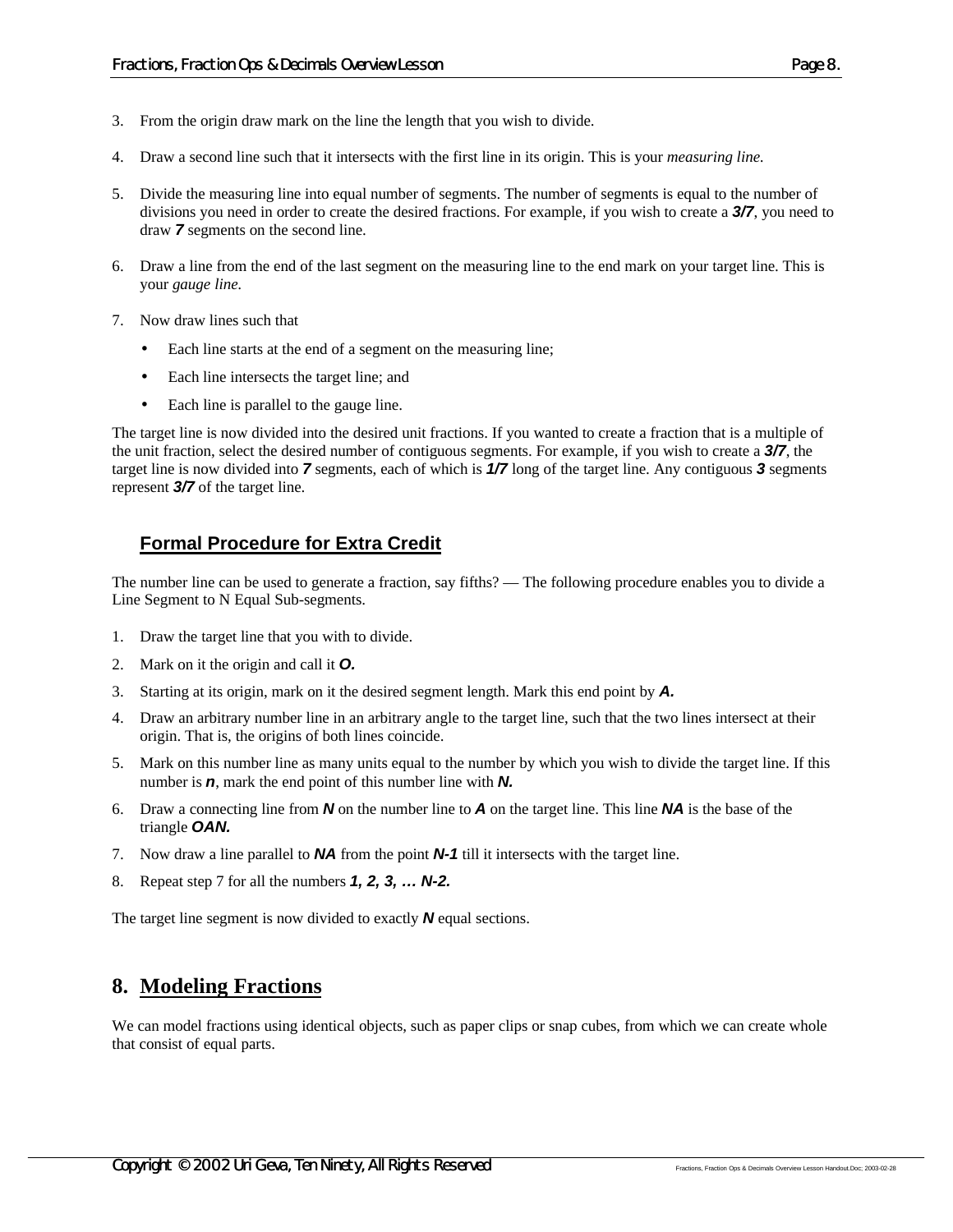3. From the origin draw mark on the line the length that you wish to divide.

4. Draw a second line such that it intersects with the first line in its origin. This is your *measuring line.*

5. Divide the measuring line into equal number of segments. The number of segments is equal to the number of divisions you need in order to create the desired fractions. For example, if you wish to create a ***3/7***, you need to draw ***7*** segments on the second line.

6. Draw a line from the end of the last segment on the measuring line to the end mark on your target line. This is your *gauge line.*

7. Now draw lines such that

   - Each line starts at the end of a segment on the measuring line;
   - Each line intersects the target line; and
   - Each line is parallel to the gauge line.

The target line is now divided into the desired unit fractions. If you wanted to create a fraction that is a multiple of the unit fraction, select the desired number of contiguous segments. For example, if you wish to create a ***3/7***, the target line is now divided into ***7*** segments, each of which is ***1/7*** long of the target line. Any contiguous ***3*** segments represent ***3/7*** of the target line.

### Formal Procedure for Extra Credit

The number line can be used to generate a fraction, say fifths? — The following procedure enables you to divide a Line Segment to N Equal Sub-segments.

1. Draw the target line that you with to divide.
2. Mark on it the origin and call it ***O.***
3. Starting at its origin, mark on it the desired segment length. Mark this end point by ***A.***
4. Draw an arbitrary number line in an arbitrary angle to the target line, such that the two lines intersect at their origin. That is, the origins of both lines coincide.
5. Mark on this number line as many units equal to the number by which you wish to divide the target line. If this number is ***n***, mark the end point of this number line with ***N.***
6. Draw a connecting line from ***N*** on the number line to ***A*** on the target line. This line ***NA*** is the base of the triangle ***OAN.***
7. Now draw a line parallel to ***NA*** from the point ***N-1*** till it intersects with the target line.
8. Repeat step 7 for all the numbers ***1, 2, 3, … N-2.***

The target line segment is now divided to exactly ***N*** equal sections.

## 8. Modeling Fractions

We can model fractions using identical objects, such as paper clips or snap cubes, from which we can create whole that consist of equal parts.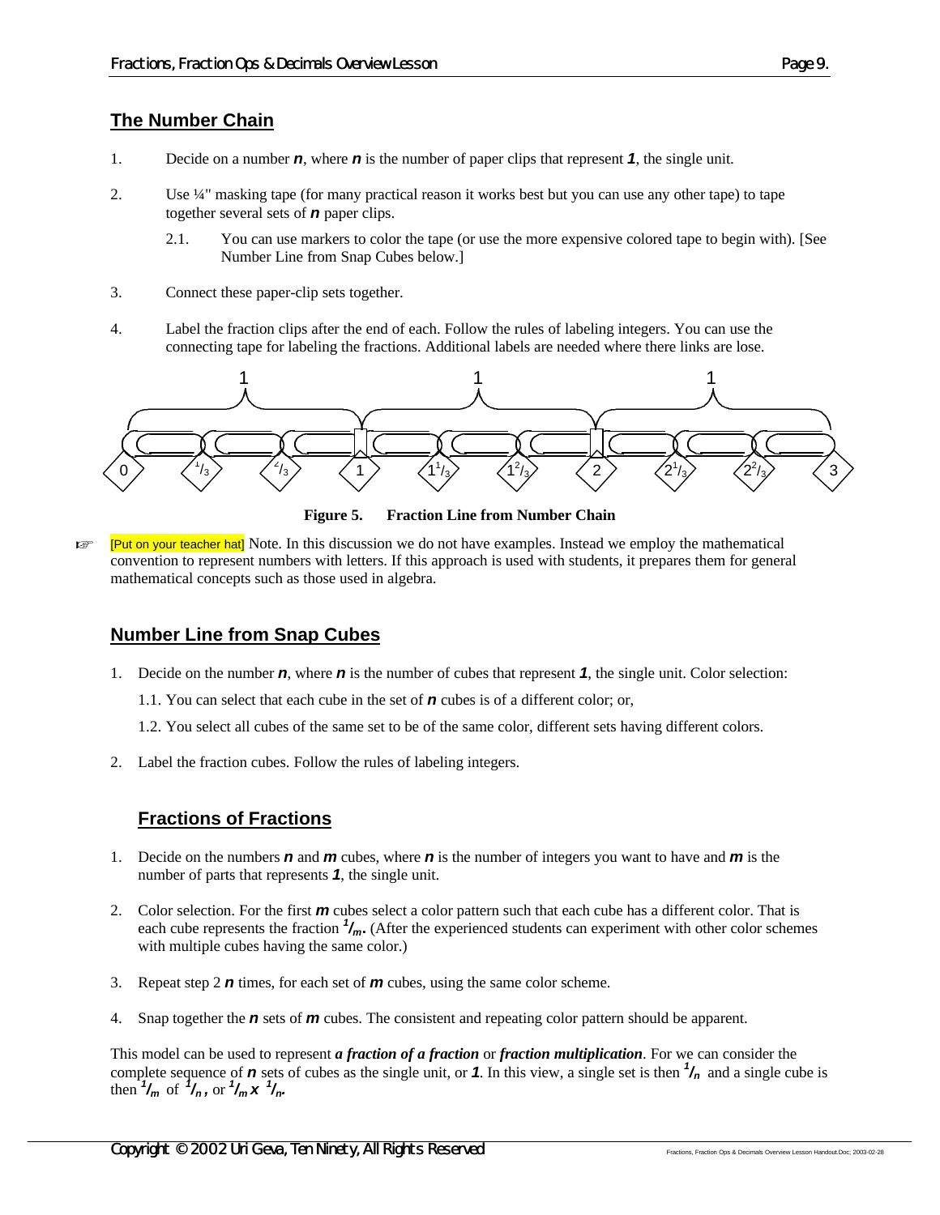## The Number Chain

1. Decide on a number ***n***, where ***n*** is the number of paper clips that represent ***1***, the single unit.

2. Use ¼" masking tape (for many practical reason it works best but you can use any other tape) to tape together several sets of ***n*** paper clips.

    2.1. You can use markers to color the tape (or use the more expensive colored tape to begin with). [See Number Line from Snap Cubes below.]

3. Connect these paper-clip sets together.

4. Label the fraction clips after the end of each. Follow the rules of labeling integers. You can use the connecting tape for labeling the fractions. Additional labels are needed where there links are lose.

1 1 1

0 $^1/_3$ $^2/_3$ 1 $1^1/_3$ $1^2/_3$ 2 $2^1/_3$ $2^2/_3$ 3

**Figure 5. Fraction Line from Number Chain**

☞ [Put on your teacher hat] Note. In this discussion we do not have examples. Instead we employ the mathematical convention to represent numbers with letters. If this approach is used with students, it prepares them for general mathematical concepts such as those used in algebra.

## Number Line from Snap Cubes

1. Decide on the number ***n***, where ***n*** is the number of cubes that represent ***1***, the single unit. Color selection:

    1.1. You can select that each cube in the set of ***n*** cubes is of a different color; or,

    1.2. You select all cubes of the same set to be of the same color, different sets having different colors.

2. Label the fraction cubes. Follow the rules of labeling integers.

## Fractions of Fractions

1. Decide on the numbers ***n*** and ***m*** cubes, where ***n*** is the number of integers you want to have and ***m*** is the number of parts that represents ***1***, the single unit.

2. Color selection. For the first ***m*** cubes select a color pattern such that each cube has a different color. That is each cube represents the fraction $^1/_m$. (After the experienced students can experiment with other color schemes with multiple cubes having the same color.)

3. Repeat step 2 ***n*** times, for each set of ***m*** cubes, using the same color scheme.

4. Snap together the ***n*** sets of ***m*** cubes. The consistent and repeating color pattern should be apparent.

This model can be used to represent ***a fraction of a fraction*** or ***fraction multiplication***. For we can consider the complete sequence of ***n*** sets of cubes as the single unit, or ***1***. In this view, a single set is then $^1/_n$ and a single cube is then $^1/_m$ of $^1/_n$, or $^1/_m \times {}^1/_n$.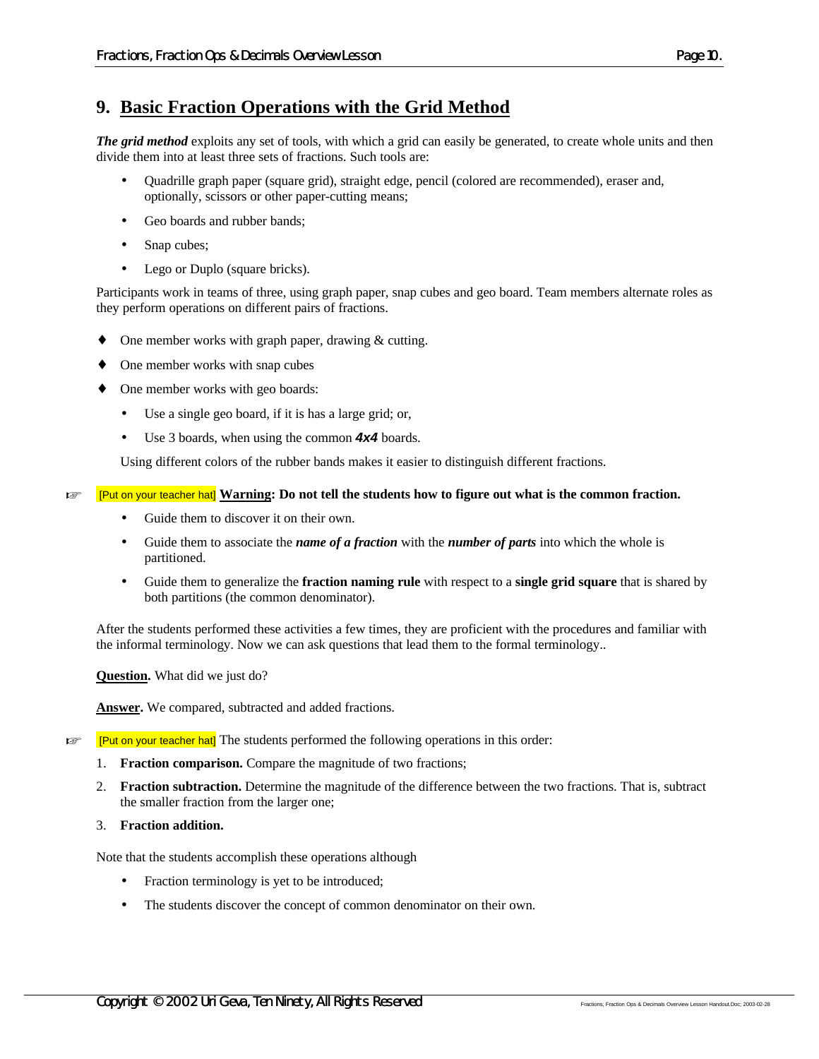## 9. Basic Fraction Operations with the Grid Method

***The grid method*** exploits any set of tools, with which a grid can easily be generated, to create whole units and then divide them into at least three sets of fractions. Such tools are:

- Quadrille graph paper (square grid), straight edge, pencil (colored are recommended), eraser and, optionally, scissors or other paper-cutting means;
- Geo boards and rubber bands;
- Snap cubes;
- Lego or Duplo (square bricks).

Participants work in teams of three, using graph paper, snap cubes and geo board. Team members alternate roles as they perform operations on different pairs of fractions.

♦ One member works with graph paper, drawing & cutting.

♦ One member works with snap cubes

♦ One member works with geo boards:

- Use a single geo board, if it is has a large grid; or,
- Use 3 boards, when using the common ***4x4*** boards.

Using different colors of the rubber bands makes it easier to distinguish different fractions.

☞ [Put on your teacher hat] **Warning: Do not tell the students how to figure out what is the common fraction.**

- Guide them to discover it on their own.
- Guide them to associate the ***name of a fraction*** with the ***number of parts*** into which the whole is partitioned.
- Guide them to generalize the **fraction naming rule** with respect to a **single grid square** that is shared by both partitions (the common denominator).

After the students performed these activities a few times, they are proficient with the procedures and familiar with the informal terminology. Now we can ask questions that lead them to the formal terminology..

**Question.** What did we just do?

**Answer.** We compared, subtracted and added fractions.

☞ [Put on your teacher hat] The students performed the following operations in this order:

1. **Fraction comparison.** Compare the magnitude of two fractions;
2. **Fraction subtraction.** Determine the magnitude of the difference between the two fractions. That is, subtract the smaller fraction from the larger one;
3. **Fraction addition.**

Note that the students accomplish these operations although

- Fraction terminology is yet to be introduced;
- The students discover the concept of common denominator on their own.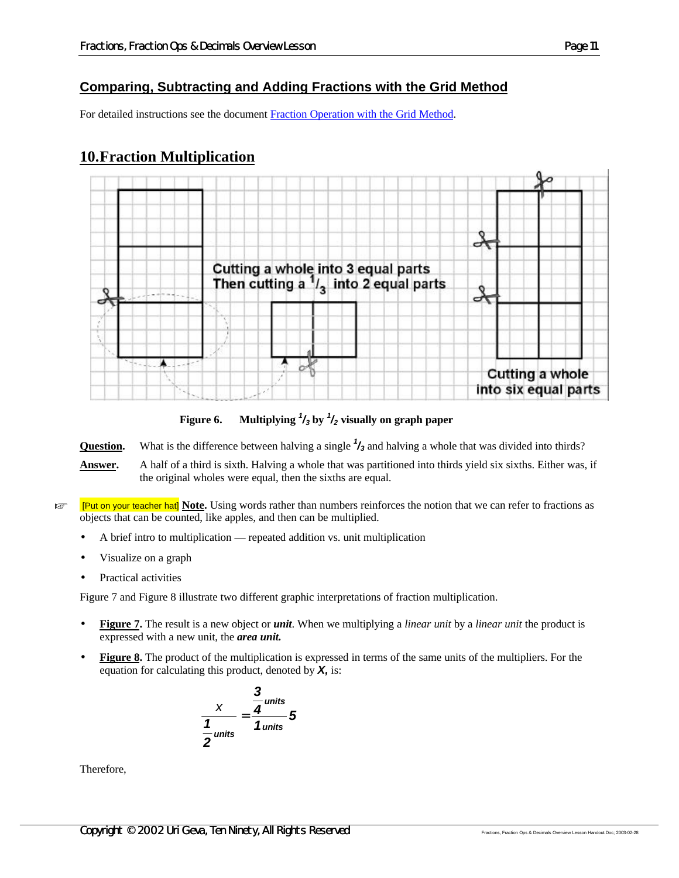## Comparing, Subtracting and Adding Fractions with the Grid Method

For detailed instructions see the document Fraction Operation with the Grid Method.

## 10.Fraction Multiplication

Cutting a whole into 3 equal parts
Then cutting a $^1/_3$ into 2 equal parts

Cutting a whole into six equal parts

**Figure 6. Multiplying $^1/_3$ by $^1/_2$ visually on graph paper**

**Question.** What is the difference between halving a single $^1/_3$ and halving a whole that was divided into thirds?

**Answer.** A half of a third is sixth. Halving a whole that was partitioned into thirds yield six sixths. Either was, if the original wholes were equal, then the sixths are equal.

☞ [Put on your teacher hat] **Note.** Using words rather than numbers reinforces the notion that we can refer to fractions as objects that can be counted, like apples, and then can be multiplied.

- A brief intro to multiplication — repeated addition vs. unit multiplication
- Visualize on a graph
- Practical activities

Figure 7 and Figure 8 illustrate two different graphic interpretations of fraction multiplication.

- **Figure 7.** The result is a new object or ***unit***. When we multiplying a *linear unit* by a *linear unit* the product is expressed with a new unit, the ***area unit.***
- **Figure 8.** The product of the multiplication is expressed in terms of the same units of the multipliers. For the equation for calculating this product, denoted by ***X***, is:

$$\frac{x}{\frac{1}{2}\text{units}} = \frac{\frac{3}{4}\text{units}}{1\,\text{units}}5$$

Therefore,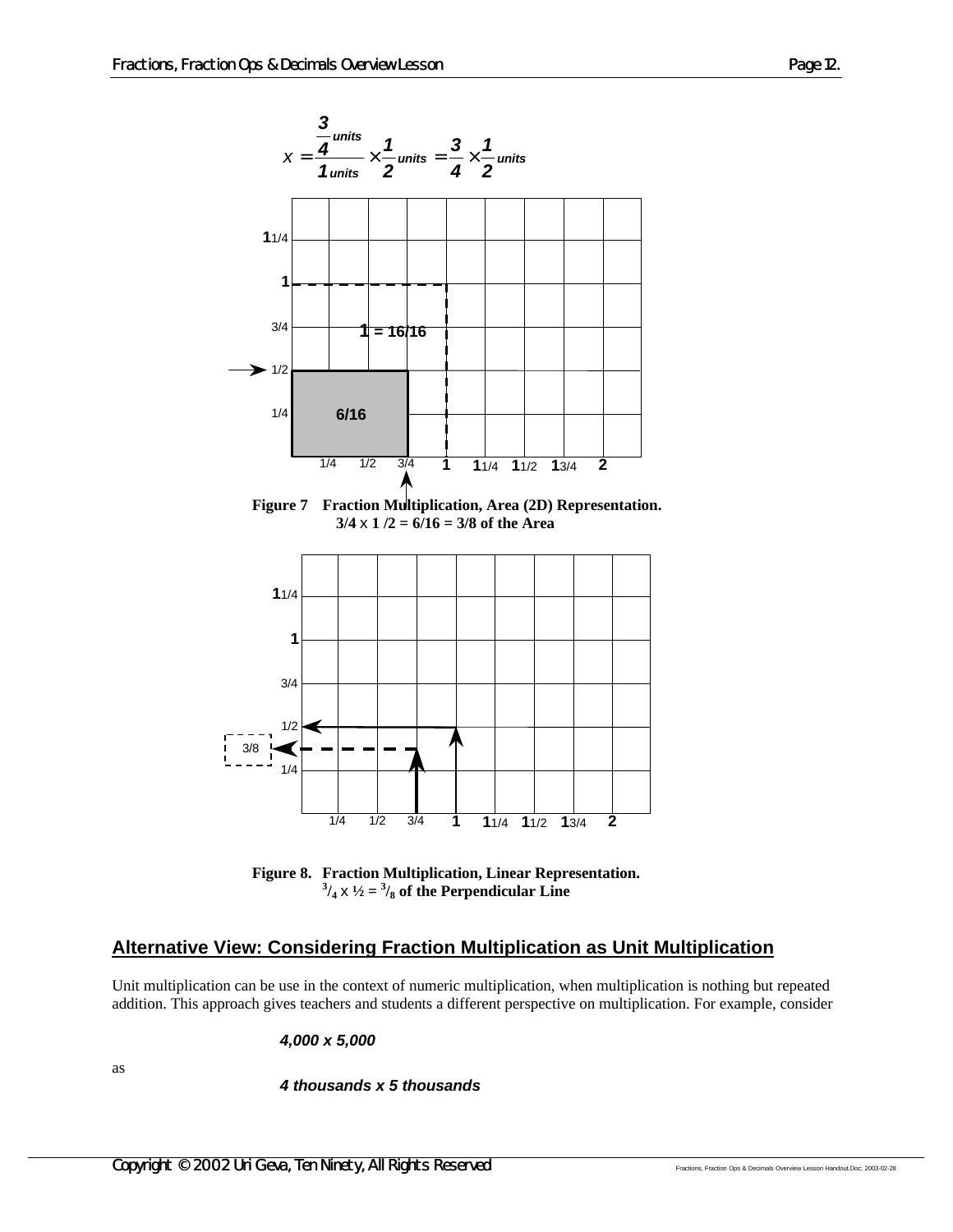$$x = \frac{\frac{3}{4}_{units}}{1_{units}} \times \frac{1}{2}_{units} = \frac{3}{4} \times \frac{1}{2}_{units}$$

**Figure 7 Fraction Multiplication, Area (2D) Representation.**
**3/4 x 1 /2 = 6/16 = 3/8 of the Area**

**Figure 8. Fraction Multiplication, Linear Representation.**
**$^3/_4$ x ½ = $^3/_8$ of the Perpendicular Line**

## Alternative View: Considering Fraction Multiplication as Unit Multiplication

Unit multiplication can be use in the context of numeric multiplication, when multiplication is nothing but repeated addition. This approach gives teachers and students a different perspective on multiplication. For example, consider

***4,000 x 5,000***

as

***4 thousands x 5 thousands***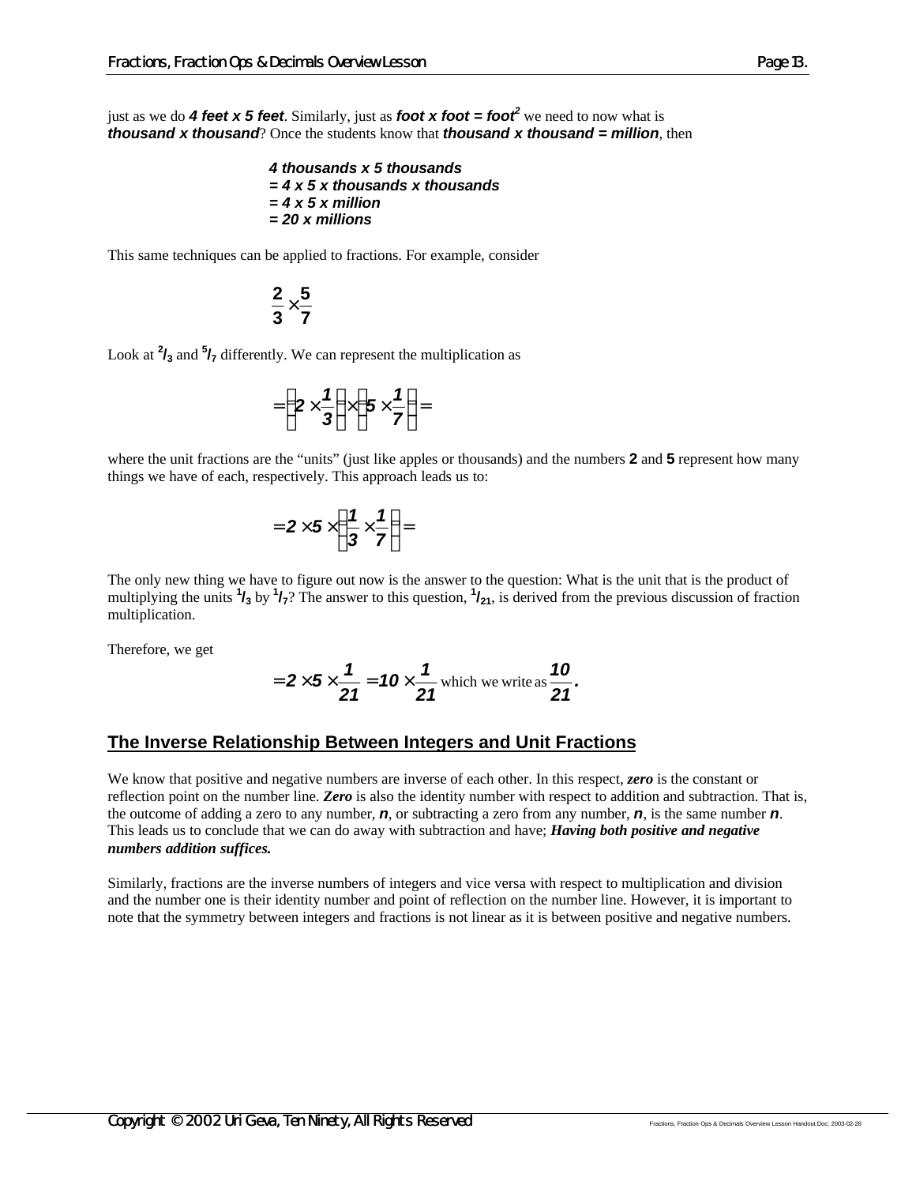just as we do ***4 feet x 5 feet***. Similarly, just as ***foot x foot = foot²*** we need to now what is ***thousand x thousand***? Once the students know that ***thousand x thousand = million***, then

***4 thousands x 5 thousands***
***= 4 x 5 x thousands x thousands***
***= 4 x 5 x million***
***= 20 x millions***

This same techniques can be applied to fractions. For example, consider

$$\frac{2}{3} \times \frac{5}{7}$$

Look at $^2/_3$ and $^5/_7$ differently. We can represent the multiplication as

$$= \left(2 \times \frac{1}{3}\right) \times \left(5 \times \frac{1}{7}\right) =$$

where the unit fractions are the "units" (just like apples or thousands) and the numbers **2** and **5** represent how many things we have of each, respectively. This approach leads us to:

$$= 2 \times 5 \times \left(\frac{1}{3} \times \frac{1}{7}\right) =$$

The only new thing we have to figure out now is the answer to the question: What is the unit that is the product of multiplying the units $^1/_3$ by $^1/_7$? The answer to this question, $^1/_{21}$, is derived from the previous discussion of fraction multiplication.

Therefore, we get

$$= 2 \times 5 \times \frac{1}{21} = 10 \times \frac{1}{21} \text{ which we write as } \frac{10}{21}.$$

## The Inverse Relationship Between Integers and Unit Fractions

We know that positive and negative numbers are inverse of each other. In this respect, ***zero*** is the constant or reflection point on the number line. ***Zero*** is also the identity number with respect to addition and subtraction. That is, the outcome of adding a zero to any number, $n$, or subtracting a zero from any number, $n$, is the same number $n$. This leads us to conclude that we can do away with subtraction and have; ***Having both positive and negative numbers addition suffices.***

Similarly, fractions are the inverse numbers of integers and vice versa with respect to multiplication and division and the number one is their identity number and point of reflection on the number line. However, it is important to note that the symmetry between integers and fractions is not linear as it is between positive and negative numbers.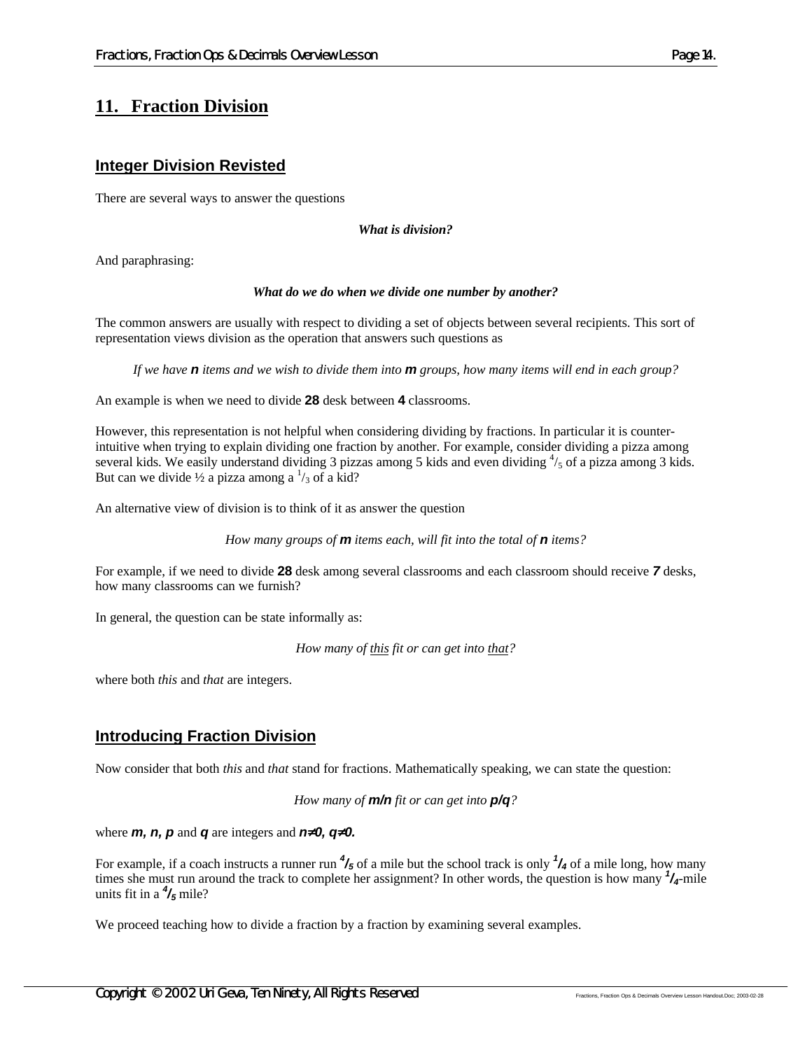## 11. Fraction Division

### Integer Division Revisted

There are several ways to answer the questions

*What is division?*

And paraphrasing:

*What do we do when we divide one number by another?*

The common answers are usually with respect to dividing a set of objects between several recipients. This sort of representation views division as the operation that answers such questions as

*If we have **n** items and we wish to divide them into **m** groups, how many items will end in each group?*

An example is when we need to divide **28** desk between **4** classrooms.

However, this representation is not helpful when considering dividing by fractions. In particular it is counter-intuitive when trying to explain dividing one fraction by another. For example, consider dividing a pizza among several kids. We easily understand dividing 3 pizzas among 5 kids and even dividing $^4/_5$ of a pizza among 3 kids. But can we divide ½ a pizza among a $^1/_3$ of a kid?

An alternative view of division is to think of it as answer the question

*How many groups of **m** items each, will fit into the total of **n** items?*

For example, if we need to divide **28** desk among several classrooms and each classroom should receive ***7*** desks, how many classrooms can we furnish?

In general, the question can be state informally as:

*How many of this fit or can get into that?*

where both *this* and *that* are integers.

### Introducing Fraction Division

Now consider that both *this* and *that* stand for fractions. Mathematically speaking, we can state the question:

*How many of **m/n** fit or can get into **p/q**?*

where ***m, n, p*** and ***q*** are integers and ***n≠0, q≠0.***

For example, if a coach instructs a runner run $^4/_5$ of a mile but the school track is only $^1/_4$ of a mile long, how many times she must run around the track to complete her assignment? In other words, the question is how many $^1/_4$-mile units fit in a $^4/_5$ mile?

We proceed teaching how to divide a fraction by a fraction by examining several examples.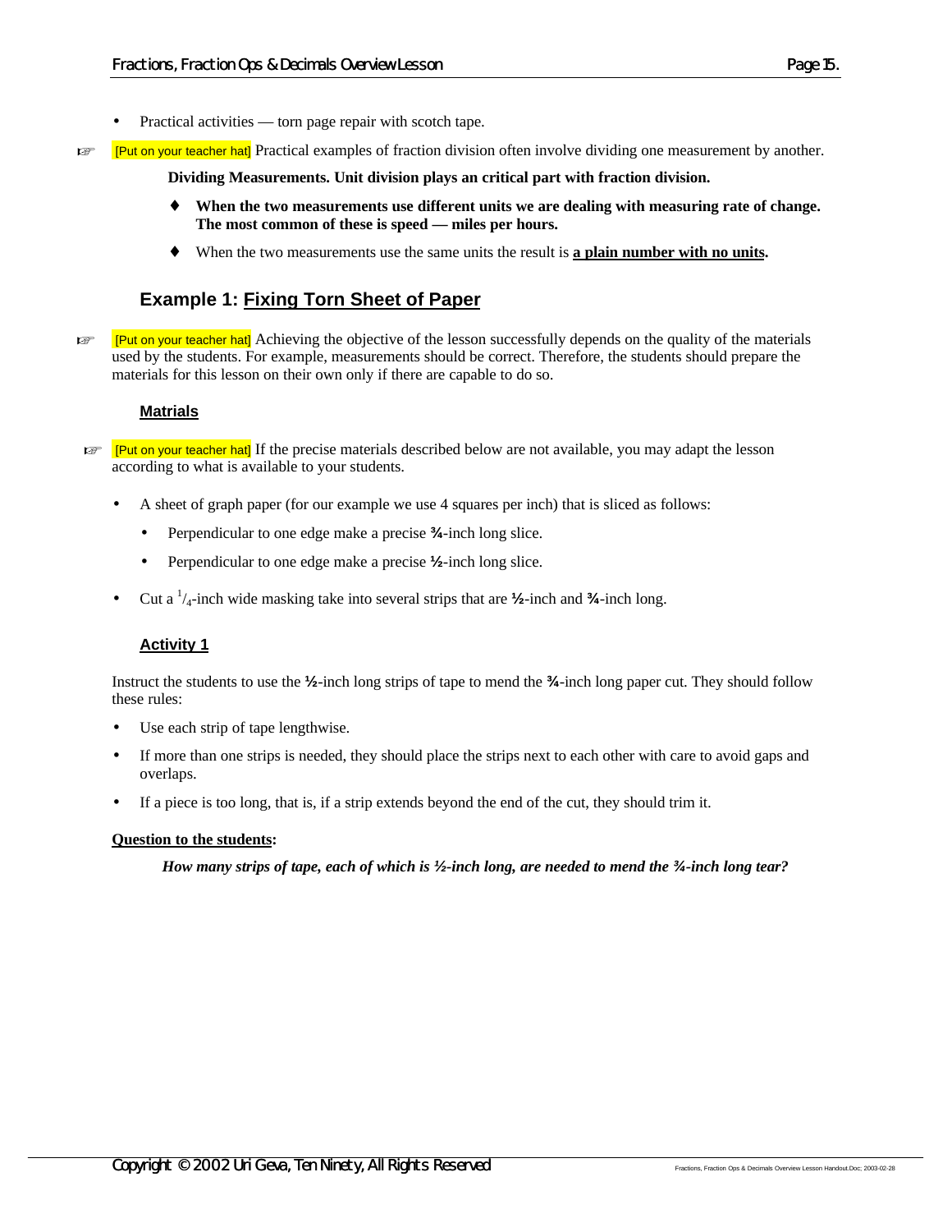- Practical activities — torn page repair with scotch tape.

☞ [Put on your teacher hat] Practical examples of fraction division often involve dividing one measurement by another.

**Dividing Measurements. Unit division plays an critical part with fraction division.**

- ♦ **When the two measurements use different units we are dealing with measuring rate of change. The most common of these is speed — miles per hours.**
- ♦ When the two measurements use the same units the result is **<u>a plain number with no units</u>**.

## Example 1: <u>Fixing Torn Sheet of Paper</u>

☞ [Put on your teacher hat] Achieving the objective of the lesson successfully depends on the quality of the materials used by the students. For example, measurements should be correct. Therefore, the students should prepare the materials for this lesson on their own only if there are capable to do so.

### <u>Matrials</u>

☞ [Put on your teacher hat] If the precise materials described below are not available, you may adapt the lesson according to what is available to your students.

- A sheet of graph paper (for our example we use 4 squares per inch) that is sliced as follows:
  - Perpendicular to one edge make a precise **¾**-inch long slice.
  - Perpendicular to one edge make a precise **½**-inch long slice.
- Cut a $^{1}/_{4}$-inch wide masking take into several strips that are **½**-inch and **¾**-inch long.

### <u>Activity 1</u>

Instruct the students to use the **½**-inch long strips of tape to mend the **¾**-inch long paper cut. They should follow these rules:

- Use each strip of tape lengthwise.
- If more than one strips is needed, they should place the strips next to each other with care to avoid gaps and overlaps.
- If a piece is too long, that is, if a strip extends beyond the end of the cut, they should trim it.

**<u>Question to the students</u>:**

***How many strips of tape, each of which is ½-inch long, are needed to mend the ¾-inch long tear?***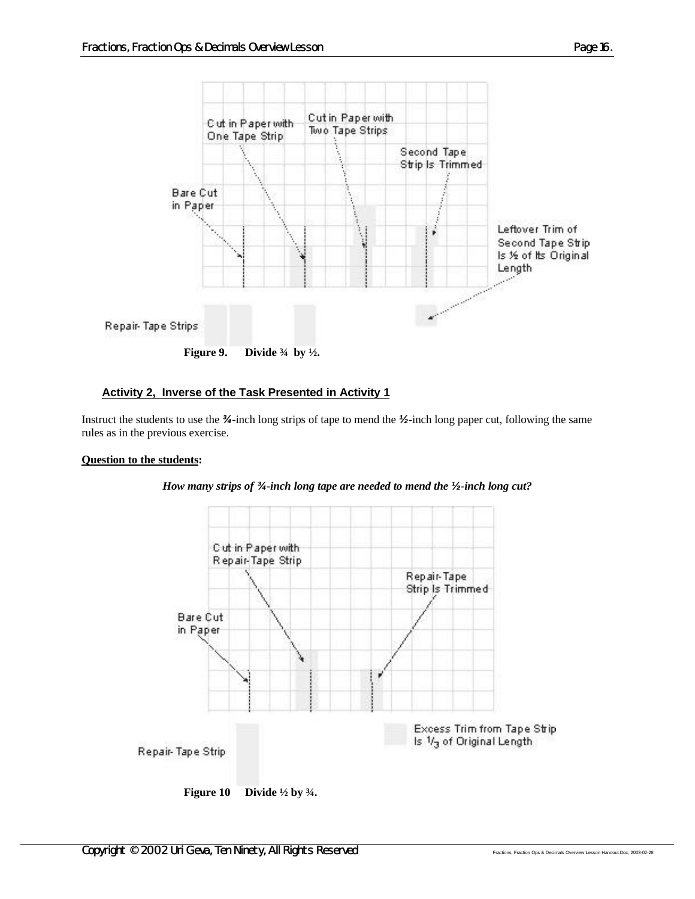Figure 9. Divide ¾ by ½.

**Activity 2, Inverse of the Task Presented in Activity 1**

Instruct the students to use the **¾**-inch long strips of tape to mend the **½**-inch long paper cut, following the same rules as in the previous exercise.

**Question to the students:**

***How many strips of ¾-inch long tape are needed to mend the ½-inch long cut?***

Figure 10 Divide ½ by ¾.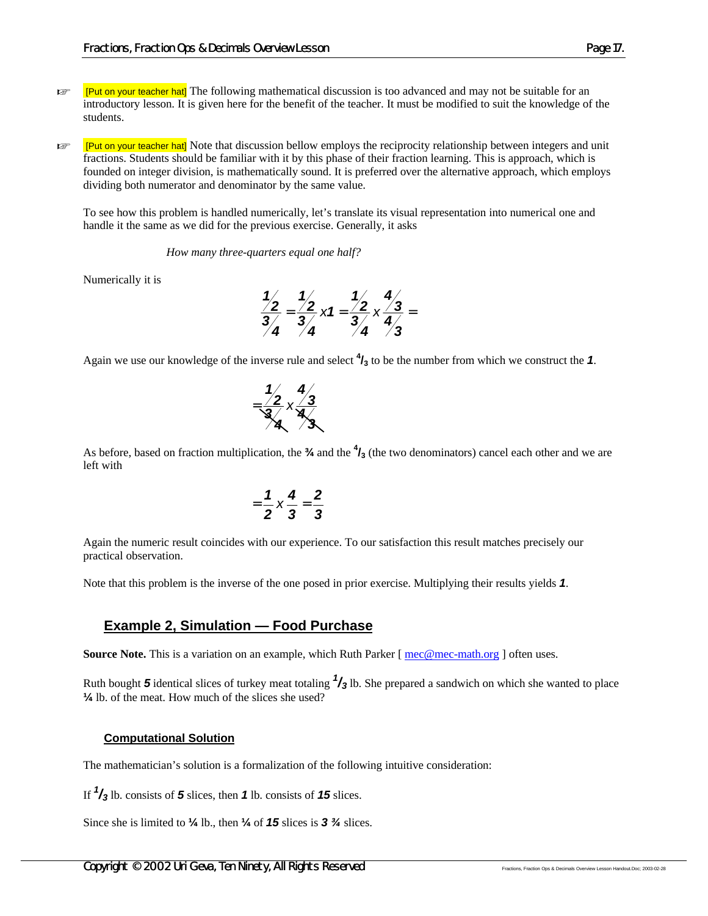☞ [Put on your teacher hat] The following mathematical discussion is too advanced and may not be suitable for an introductory lesson. It is given here for the benefit of the teacher. It must be modified to suit the knowledge of the students.

☞ [Put on your teacher hat] Note that discussion bellow employs the reciprocity relationship between integers and unit fractions. Students should be familiar with it by this phase of their fraction learning. This is approach, which is founded on integer division, is mathematically sound. It is preferred over the alternative approach, which employs dividing both numerator and denominator by the same value.

To see how this problem is handled numerically, let's translate its visual representation into numerical one and handle it the same as we did for the previous exercise. Generally, it asks

*How many three-quarters equal one half?*

Numerically it is

$$\frac{1/2}{3/4} = \frac{1/2}{3/4} x\mathbf{1} = \frac{1/2}{3/4} x \frac{4/3}{4/3} =$$

Again we use our knowledge of the inverse rule and select $^4/_3$ to be the number from which we construct the ***1***.

$$= \frac{1/2}{\cancel{3/4}} x \frac{4/3}{\cancel{4/3}}$$

As before, based on fraction multiplication, the **¾** and the $^4/_3$ (the two denominators) cancel each other and we are left with

$$= \frac{1}{2} x \frac{4}{3} = \frac{2}{3}$$

Again the numeric result coincides with our experience. To our satisfaction this result matches precisely our practical observation.

Note that this problem is the inverse of the one posed in prior exercise. Multiplying their results yields ***1***.

## Example 2, Simulation — Food Purchase

**Source Note.** This is a variation on an example, which Ruth Parker [ mec@mec-math.org ] often uses.

Ruth bought ***5*** identical slices of turkey meat totaling $^1/_3$ lb. She prepared a sandwich on which she wanted to place **¼** lb. of the meat. How much of the slices she used?

### Computational Solution

The mathematician's solution is a formalization of the following intuitive consideration:

If $^1/_3$ lb. consists of ***5*** slices, then ***1*** lb. consists of ***15*** slices.

Since she is limited to **¼** lb., then **¼** of ***15*** slices is ***3 ¾*** slices.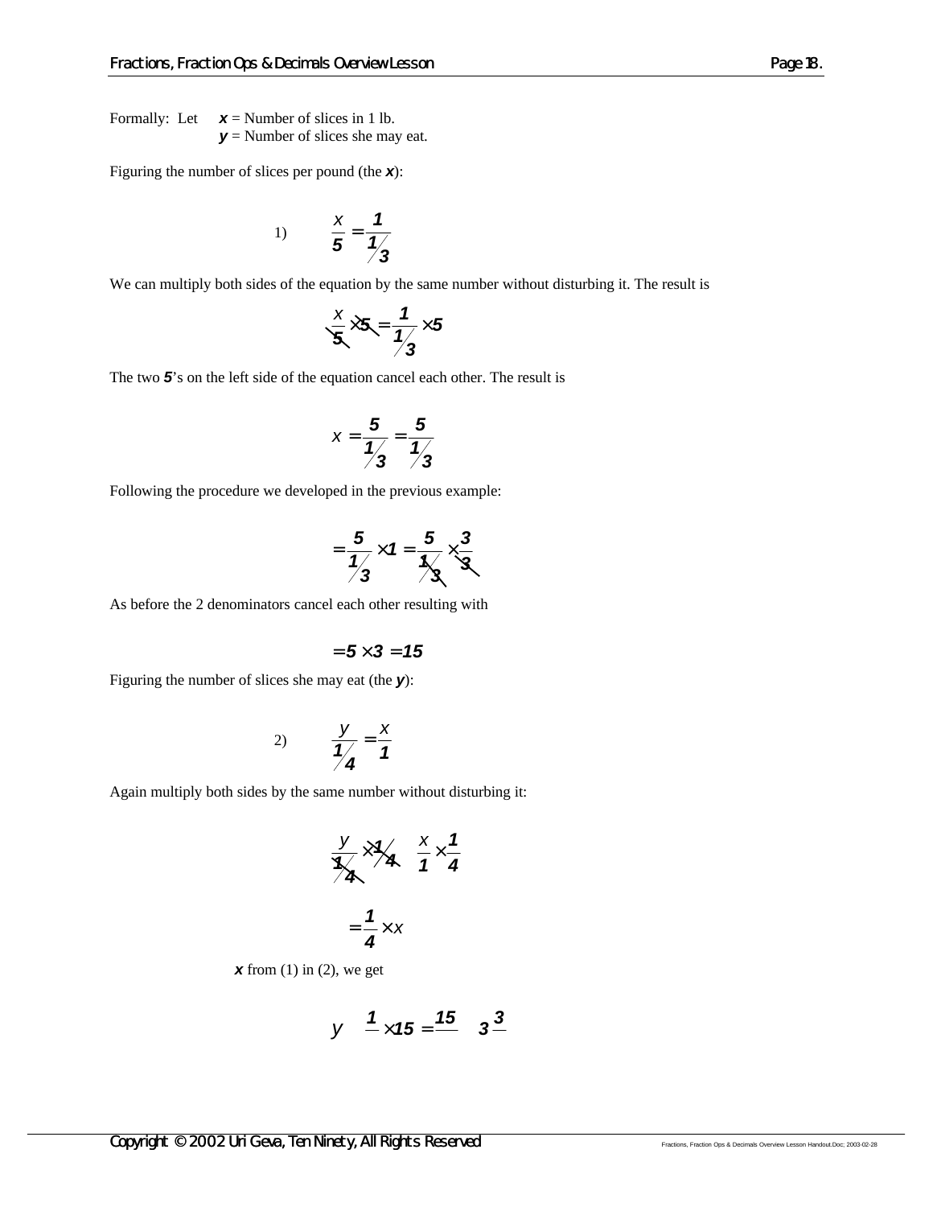Formally: Let $x$ = Number of slices in 1 lb.
$y$ = Number of slices she may eat.

Figuring the number of slices per pound (the $x$):

$$1) \qquad \frac{x}{5} = \frac{1}{\frac{1}{3}}$$

We can multiply both sides of the equation by the same number without disturbing it. The result is

$$\frac{x}{5} \times 5 = \frac{1}{\frac{1}{3}} \times 5$$

The two $5$'s on the left side of the equation cancel each other. The result is

$$x = \frac{5}{\frac{1}{3}} = \frac{5}{\frac{1}{3}}$$

Following the procedure we developed in the previous example:

$$= \frac{5}{\frac{1}{3}} \times 1 = \frac{5}{\frac{1}{3}} \times \frac{3}{3}$$

As before the 2 denominators cancel each other resulting with

$$= 5 \times 3 = 15$$

Figuring the number of slices she may eat (the $y$):

$$2) \qquad \frac{y}{\frac{1}{4}} = \frac{x}{1}$$

Again multiply both sides by the same number without disturbing it:

$$\frac{y}{\frac{1}{4}} \times \frac{1}{4} \quad \frac{x}{1} \times \frac{1}{4}$$

$$= \frac{1}{4} \times x$$

$x$ from (1) in (2), we get

$$y \quad \frac{1}{} \times 15 = \frac{15}{} \quad 3\frac{3}{}$$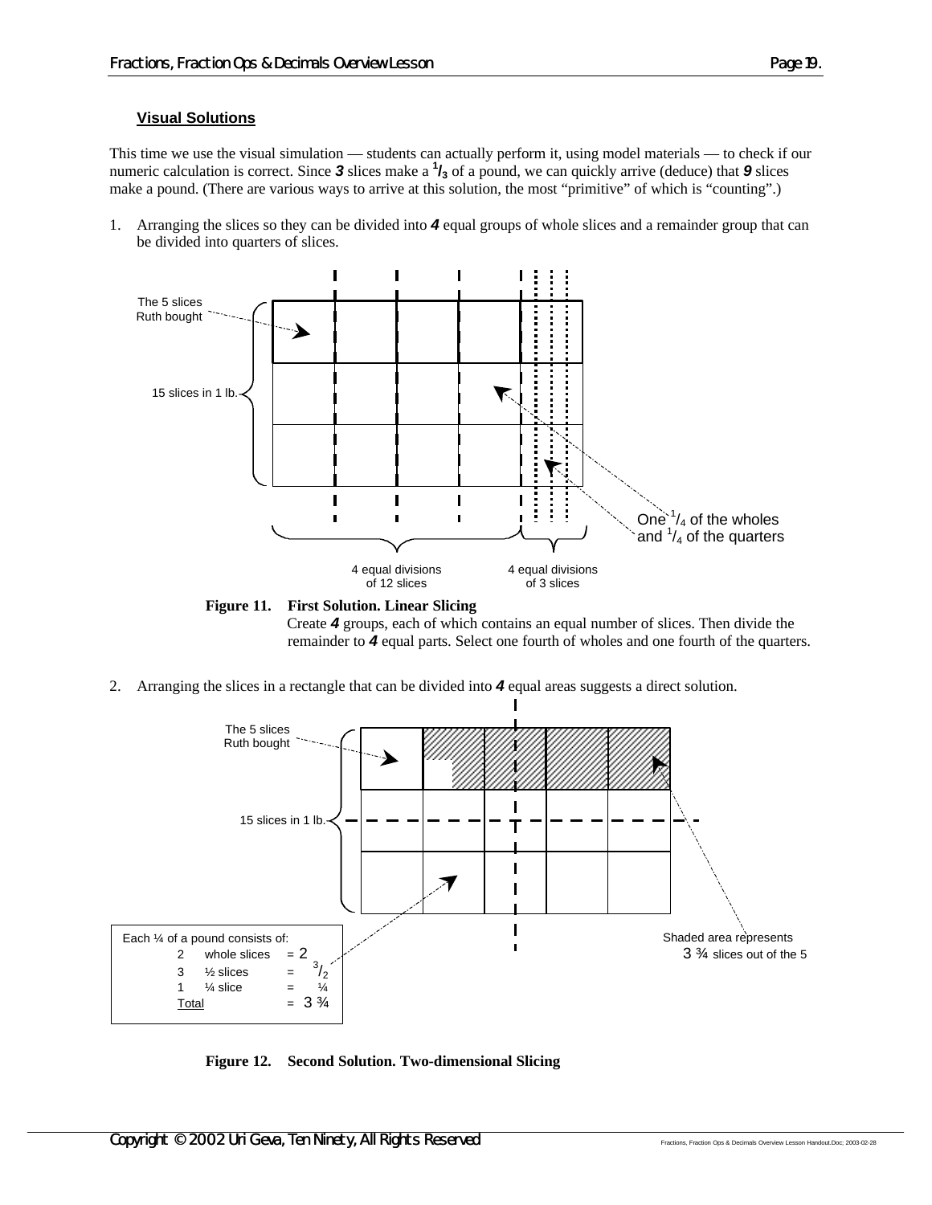## Visual Solutions

This time we use the visual simulation — students can actually perform it, using model materials — to check if our numeric calculation is correct. Since ***3*** slices make a $^1/_3$ of a pound, we can quickly arrive (deduce) that ***9*** slices make a pound. (There are various ways to arrive at this solution, the most "primitive" of which is "counting".)

1. Arranging the slices so they can be divided into ***4*** equal groups of whole slices and a remainder group that can be divided into quarters of slices.

The 5 slices Ruth bought

15 slices in 1 lb.

One $^1/_4$ of the wholes and $^1/_4$ of the quarters

4 equal divisions of 12 slices

4 equal divisions of 3 slices

**Figure 11. First Solution. Linear Slicing**
Create ***4*** groups, each of which contains an equal number of slices. Then divide the remainder to ***4*** equal parts. Select one fourth of wholes and one fourth of the quarters.

2. Arranging the slices in a rectangle that can be divided into ***4*** equal areas suggests a direct solution.

The 5 slices Ruth bought

15 slices in 1 lb.

Shaded area represents 3 ¾ slices out of the 5

Each ¼ of a pound consists of:

| | | | |
|---|---|---|---|
| 2 | whole slices | = | 2 |
| 3 | ½ slices | = | $^3/_2$ |
| 1 | ¼ slice | = | ¼ |
| Total | | = | 3 ¾ |

**Figure 12. Second Solution. Two-dimensional Slicing**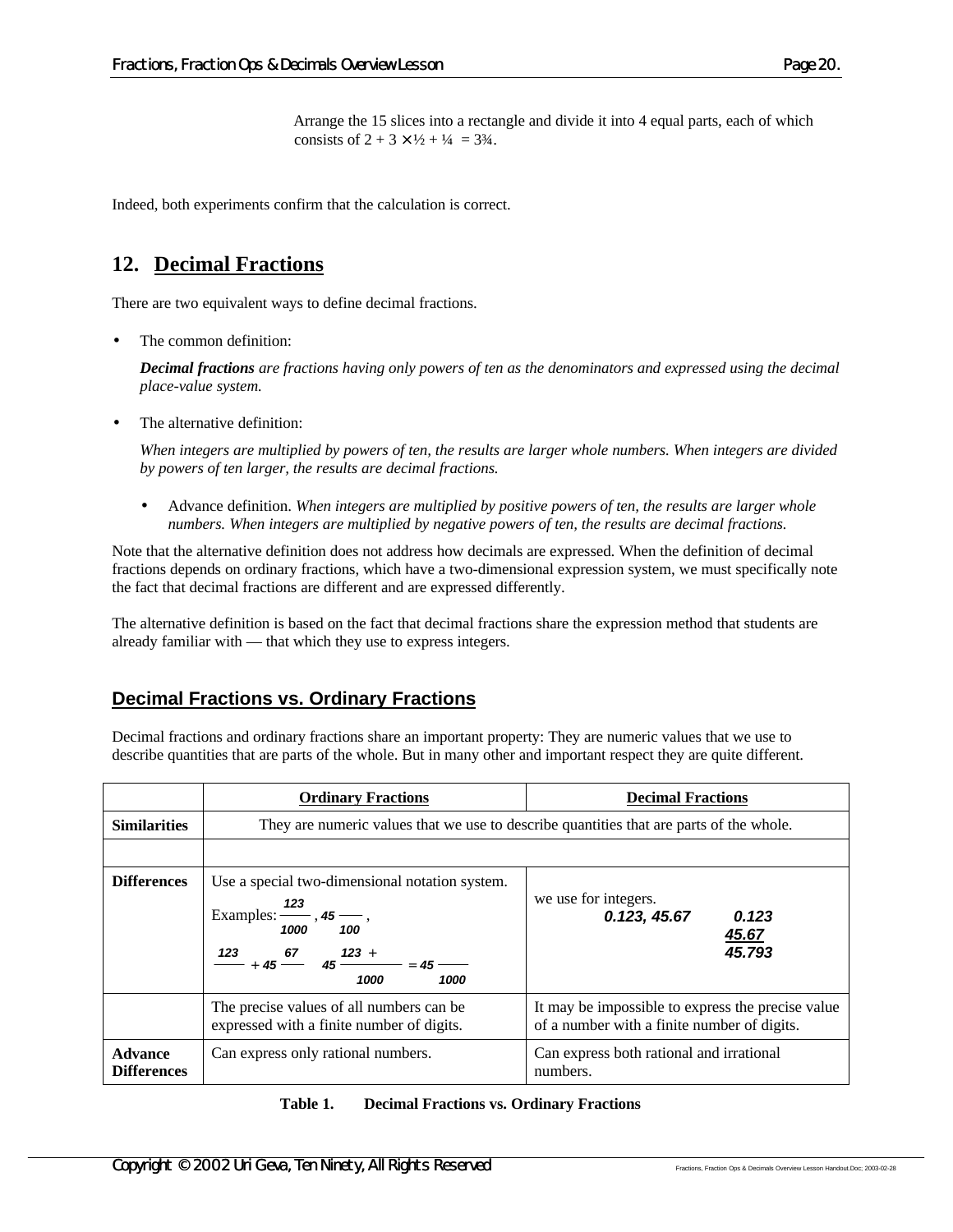Arrange the 15 slices into a rectangle and divide it into 4 equal parts, each of which consists of 2 + 3 × ½ + ¼ = 3¾.

Indeed, both experiments confirm that the calculation is correct.

## 12. Decimal Fractions

There are two equivalent ways to define decimal fractions.

- The common definition:

  ***Decimal fractions*** *are fractions having only powers of ten as the denominators and expressed using the decimal place-value system.*

- The alternative definition:

  *When integers are multiplied by powers of ten, the results are larger whole numbers. When integers are divided by powers of ten larger, the results are decimal fractions.*

  - Advance definition. *When integers are multiplied by positive powers of ten, the results are larger whole numbers. When integers are multiplied by negative powers of ten, the results are decimal fractions.*

Note that the alternative definition does not address how decimals are expressed. When the definition of decimal fractions depends on ordinary fractions, which have a two-dimensional expression system, we must specifically note the fact that decimal fractions are different and are expressed differently.

The alternative definition is based on the fact that decimal fractions share the expression method that students are already familiar with — that which they use to express integers.

### Decimal Fractions vs. Ordinary Fractions

Decimal fractions and ordinary fractions share an important property: They are numeric values that we use to describe quantities that are parts of the whole. But in many other and important respect they are quite different.

| | **Ordinary Fractions** | **Decimal Fractions** |
|---|---|---|
| **Similarities** | They are numeric values that we use to describe quantities that are parts of the whole. | |
| | | |
| **Differences** | Use a special two-dimensional notation system. Examples: $\frac{123}{1000}$, $45\frac{}{100}$, $\frac{123}{} + 45\frac{67}{} \quad 45\frac{123+}{1000} = 45\frac{}{1000}$ | we use for integers. **0.123, 45.67** $\begin{array}{r} 0.123 \\ \underline{45.67} \\ 45.793 \end{array}$ |
| | The precise values of all numbers can be expressed with a finite number of digits. | It may be impossible to express the precise value of a number with a finite number of digits. |
| **Advance Differences** | Can express only rational numbers. | Can express both rational and irrational numbers. |

**Table 1. Decimal Fractions vs. Ordinary Fractions**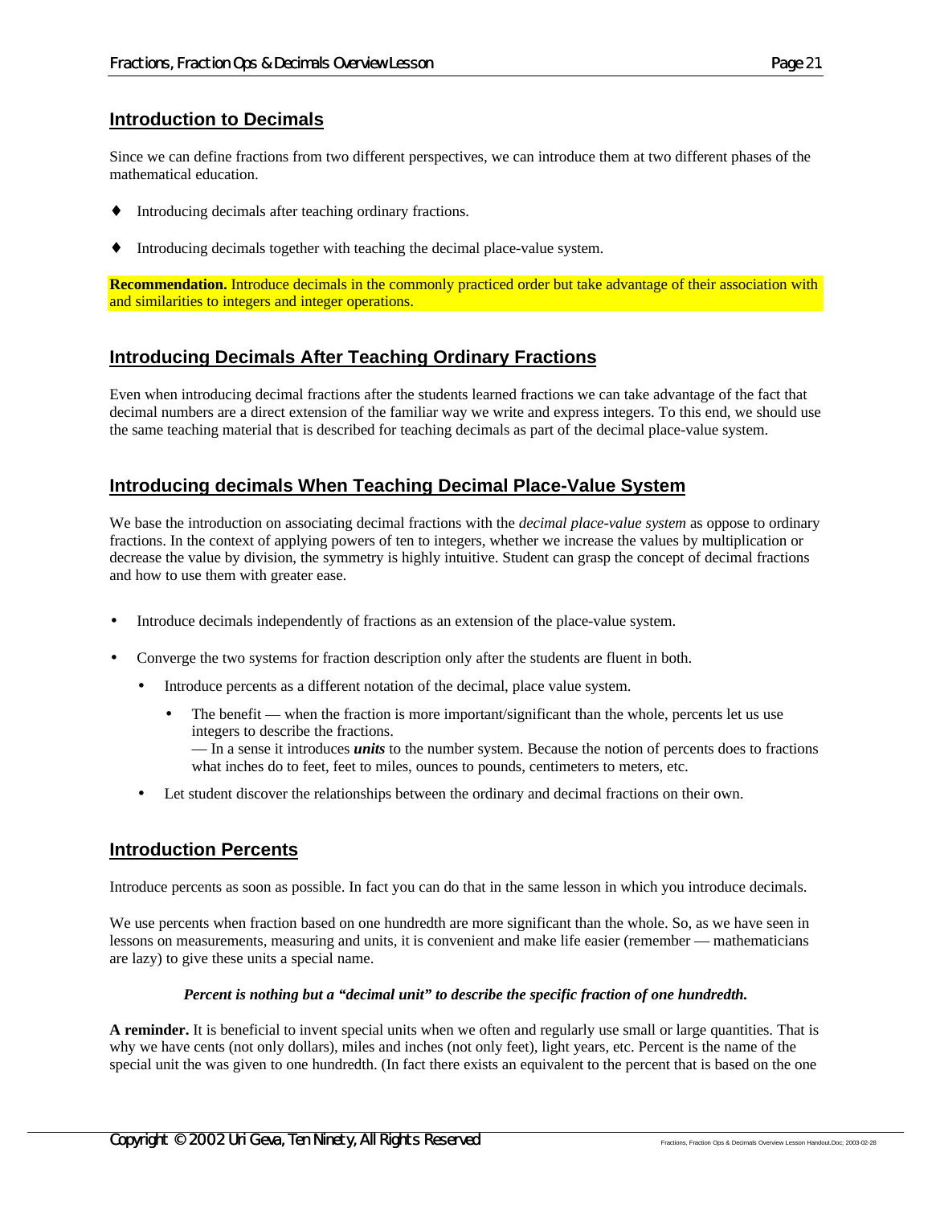## Introduction to Decimals

Since we can define fractions from two different perspectives, we can introduce them at two different phases of the mathematical education.

- Introducing decimals after teaching ordinary fractions.
- Introducing decimals together with teaching the decimal place-value system.

**Recommendation.** Introduce decimals in the commonly practiced order but take advantage of their association with and similarities to integers and integer operations.

## Introducing Decimals After Teaching Ordinary Fractions

Even when introducing decimal fractions after the students learned fractions we can take advantage of the fact that decimal numbers are a direct extension of the familiar way we write and express integers. To this end, we should use the same teaching material that is described for teaching decimals as part of the decimal place-value system.

## Introducing decimals When Teaching Decimal Place-Value System

We base the introduction on associating decimal fractions with the *decimal place-value system* as oppose to ordinary fractions. In the context of applying powers of ten to integers, whether we increase the values by multiplication or decrease the value by division, the symmetry is highly intuitive. Student can grasp the concept of decimal fractions and how to use them with greater ease.

- Introduce decimals independently of fractions as an extension of the place-value system.
- Converge the two systems for fraction description only after the students are fluent in both.
  - Introduce percents as a different notation of the decimal, place value system.
    - The benefit — when the fraction is more important/significant than the whole, percents let us use integers to describe the fractions.
      — In a sense it introduces ***units*** to the number system. Because the notion of percents does to fractions what inches do to feet, feet to miles, ounces to pounds, centimeters to meters, etc.
  - Let student discover the relationships between the ordinary and decimal fractions on their own.

## Introduction Percents

Introduce percents as soon as possible. In fact you can do that in the same lesson in which you introduce decimals.

We use percents when fraction based on one hundredth are more significant than the whole. So, as we have seen in lessons on measurements, measuring and units, it is convenient and make life easier (remember — mathematicians are lazy) to give these units a special name.

***Percent is nothing but a "decimal unit" to describe the specific fraction of one hundredth.***

**A reminder.** It is beneficial to invent special units when we often and regularly use small or large quantities. That is why we have cents (not only dollars), miles and inches (not only feet), light years, etc. Percent is the name of the special unit the was given to one hundredth. (In fact there exists an equivalent to the percent that is based on the one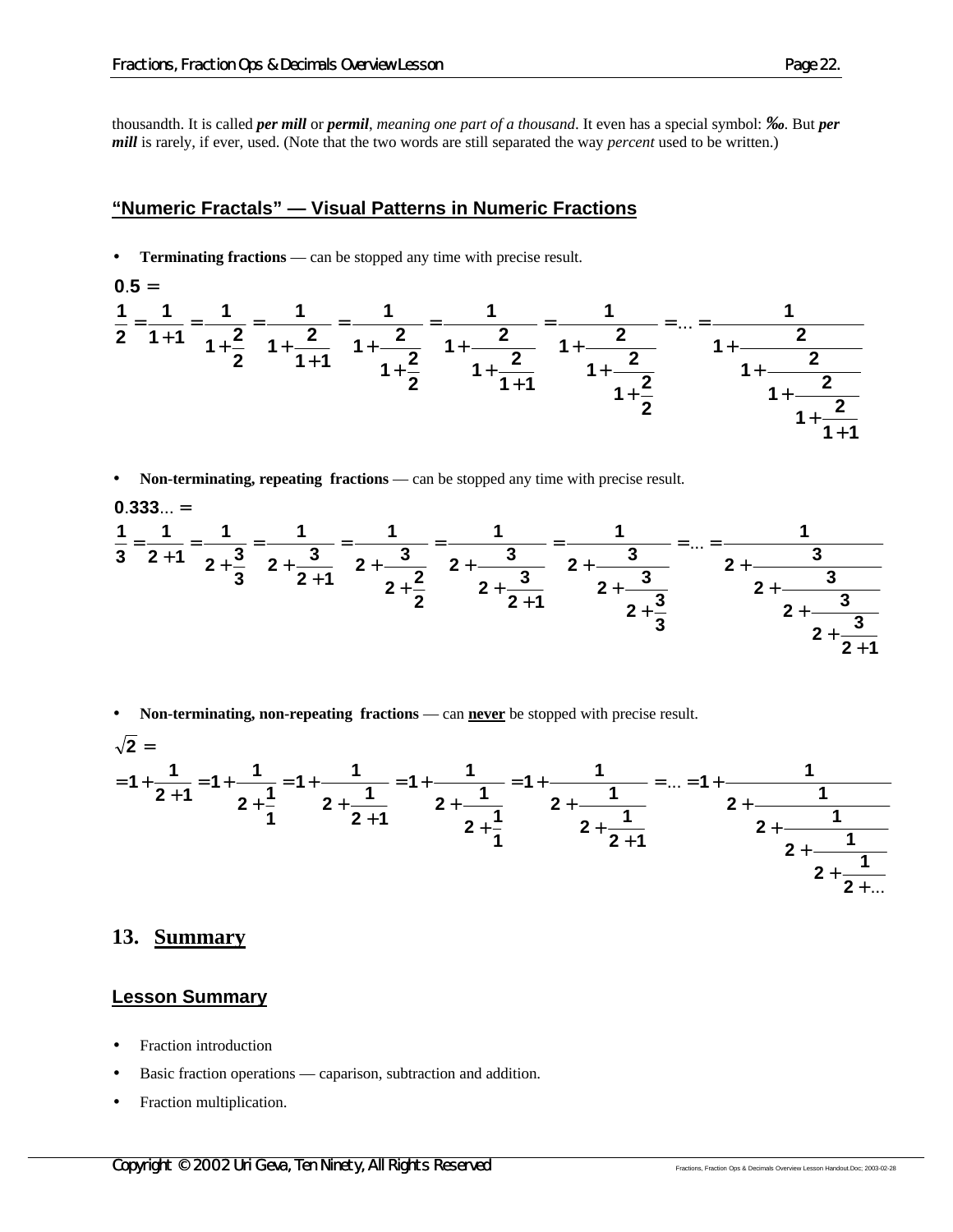thousandth. It is called ***per mill*** or ***permil***, *meaning one part of a thousand*. It even has a special symbol: ‰. But ***per mill*** is rarely, if ever, used. (Note that the two words are still separated the way *percent* used to be written.)

## “Numeric Fractals” — Visual Patterns in Numeric Fractions

- **Terminating fractions** — can be stopped any time with precise result.

$$0.5 =$$

$$\frac{1}{2} = \frac{1}{1+1} = \frac{1}{1+\frac{2}{2}} = \frac{1}{1+\frac{2}{1+1}} = \frac{1}{1+\frac{2}{1+\frac{2}{2}}} = \frac{1}{1+\frac{2}{1+\frac{2}{1+1}}} = \frac{1}{1+\frac{2}{1+\frac{2}{1+\frac{2}{2}}}} = \ldots = \frac{1}{1+\frac{2}{1+\frac{2}{1+\frac{2}{1+\frac{2}{1+1}}}}}$$

- **Non-terminating, repeating fractions** — can be stopped any time with precise result.

$$0.333\ldots =$$

$$\frac{1}{3} = \frac{1}{2+1} = \frac{1}{2+\frac{3}{3}} = \frac{1}{2+\frac{3}{2+1}} = \frac{1}{2+\frac{3}{2+\frac{2}{2}}} = \frac{1}{2+\frac{3}{2+\frac{3}{2+1}}} = \frac{1}{2+\frac{3}{2+\frac{3}{2+\frac{3}{3}}}} = \ldots = \frac{1}{2+\frac{3}{2+\frac{3}{2+\frac{3}{2+\frac{3}{2+1}}}}}$$

- **Non-terminating, non-repeating fractions** — can <u>**never**</u> be stopped with precise result.

$$\sqrt{2} =$$

$$= 1+\frac{1}{2+1} = 1+\frac{1}{2+\frac{1}{1}} = 1+\frac{1}{2+\frac{1}{2+1}} = 1+\frac{1}{2+\frac{1}{2+\frac{1}{1}}} = 1+\frac{1}{2+\frac{1}{2+\frac{1}{2+1}}} = \ldots = 1+\frac{1}{2+\frac{1}{2+\frac{1}{2+\frac{1}{2+\frac{1}{2+\ldots}}}}}$$

# 13. <u>Summary</u>

## Lesson Summary

- Fraction introduction
- Basic fraction operations — caparison, subtraction and addition.
- Fraction multiplication.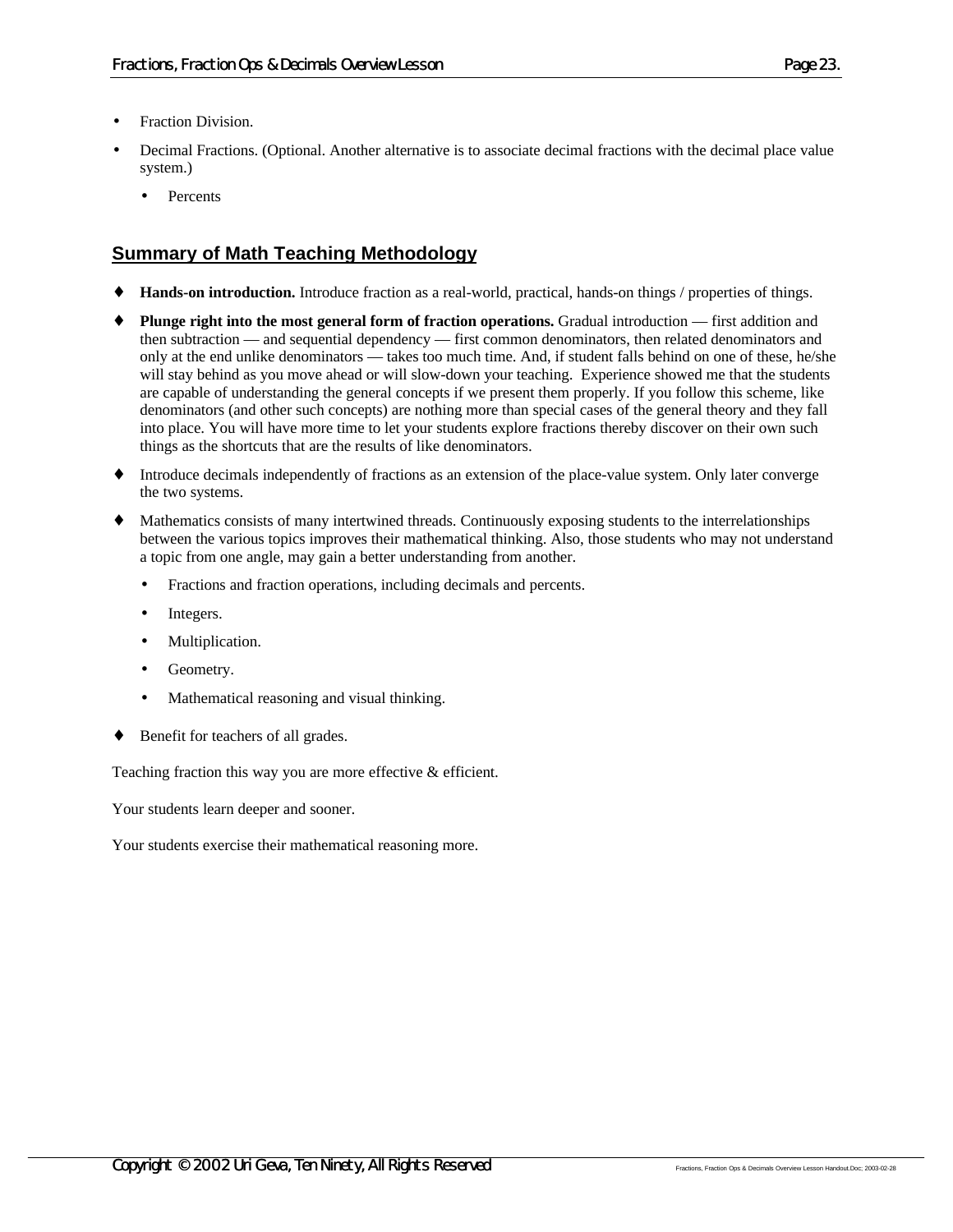- Fraction Division.
- Decimal Fractions. (Optional. Another alternative is to associate decimal fractions with the decimal place value system.)
    - Percents

## Summary of Math Teaching Methodology

- **Hands-on introduction.** Introduce fraction as a real-world, practical, hands-on things / properties of things.
- **Plunge right into the most general form of fraction operations.** Gradual introduction — first addition and then subtraction — and sequential dependency — first common denominators, then related denominators and only at the end unlike denominators — takes too much time. And, if student falls behind on one of these, he/she will stay behind as you move ahead or will slow-down your teaching.  Experience showed me that the students are capable of understanding the general concepts if we present them properly. If you follow this scheme, like denominators (and other such concepts) are nothing more than special cases of the general theory and they fall into place. You will have more time to let your students explore fractions thereby discover on their own such things as the shortcuts that are the results of like denominators.
- Introduce decimals independently of fractions as an extension of the place-value system. Only later converge the two systems.
- Mathematics consists of many intertwined threads. Continuously exposing students to the interrelationships between the various topics improves their mathematical thinking. Also, those students who may not understand a topic from one angle, may gain a better understanding from another.
    - Fractions and fraction operations, including decimals and percents.
    - Integers.
    - Multiplication.
    - Geometry.
    - Mathematical reasoning and visual thinking.
- Benefit for teachers of all grades.

Teaching fraction this way you are more effective & efficient.

Your students learn deeper and sooner.

Your students exercise their mathematical reasoning more.